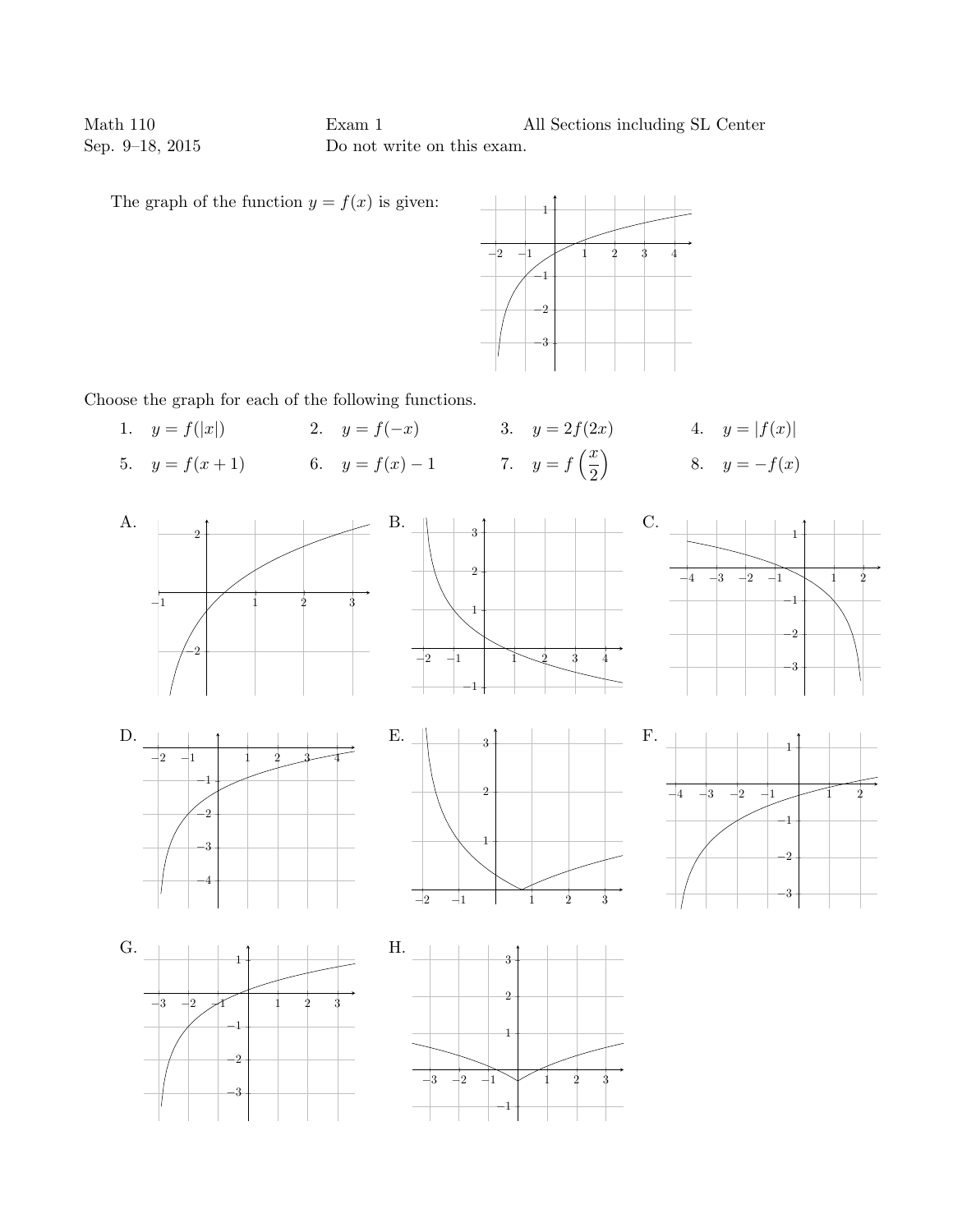Math 110 Exam 1 All Sections including SL Center

Sep. 9–18, 2015 Do not write on this exam.

The graph of the function $y = f(x)$ is given:

Choose the graph for each of the following functions.

1. $y = f(|x|)$
2. $y = f(-x)$
3. $y = 2f(2x)$
4. $y = |f(x)|$
5. $y = f(x+1)$
6. $y = f(x) - 1$
7. $y = f\left(\dfrac{x}{2}\right)$
8. $y = -f(x)$

A.

B.

C.

D.

E.

F.

G.

H.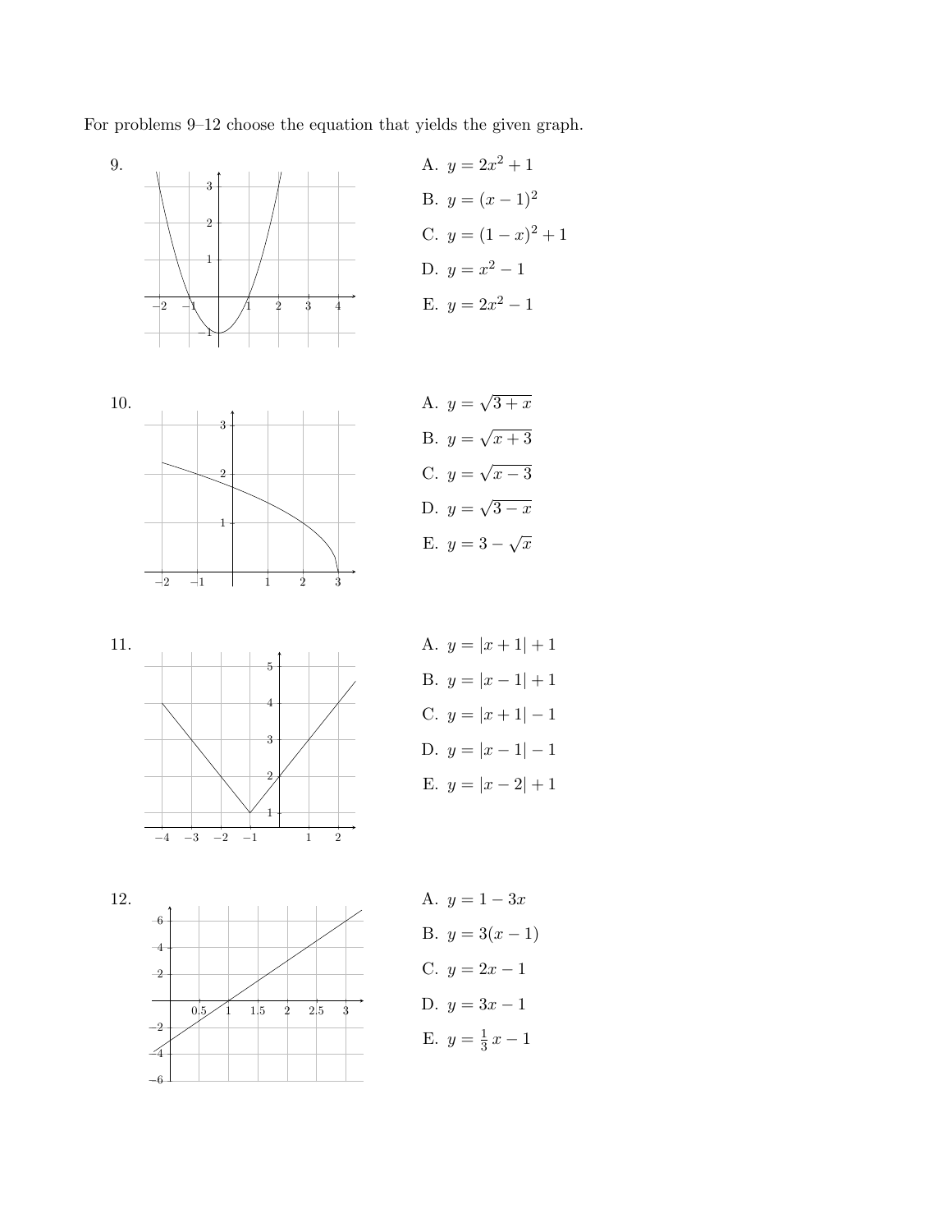For problems 9–12 choose the equation that yields the given graph.

9.

A. $y = 2x^2 + 1$

B. $y = (x-1)^2$

C. $y = (1-x)^2 + 1$

D. $y = x^2 - 1$

E. $y = 2x^2 - 1$

10.

A. $y = \sqrt{3+x}$

B. $y = \sqrt{x+3}$

C. $y = \sqrt{x-3}$

D. $y = \sqrt{3-x}$

E. $y = 3 - \sqrt{x}$

11.

A. $y = |x+1| + 1$

B. $y = |x-1| + 1$

C. $y = |x+1| - 1$

D. $y = |x-1| - 1$

E. $y = |x-2| + 1$

12.

A. $y = 1 - 3x$

B. $y = 3(x-1)$

C. $y = 2x - 1$

D. $y = 3x - 1$

E. $y = \frac{1}{3}x - 1$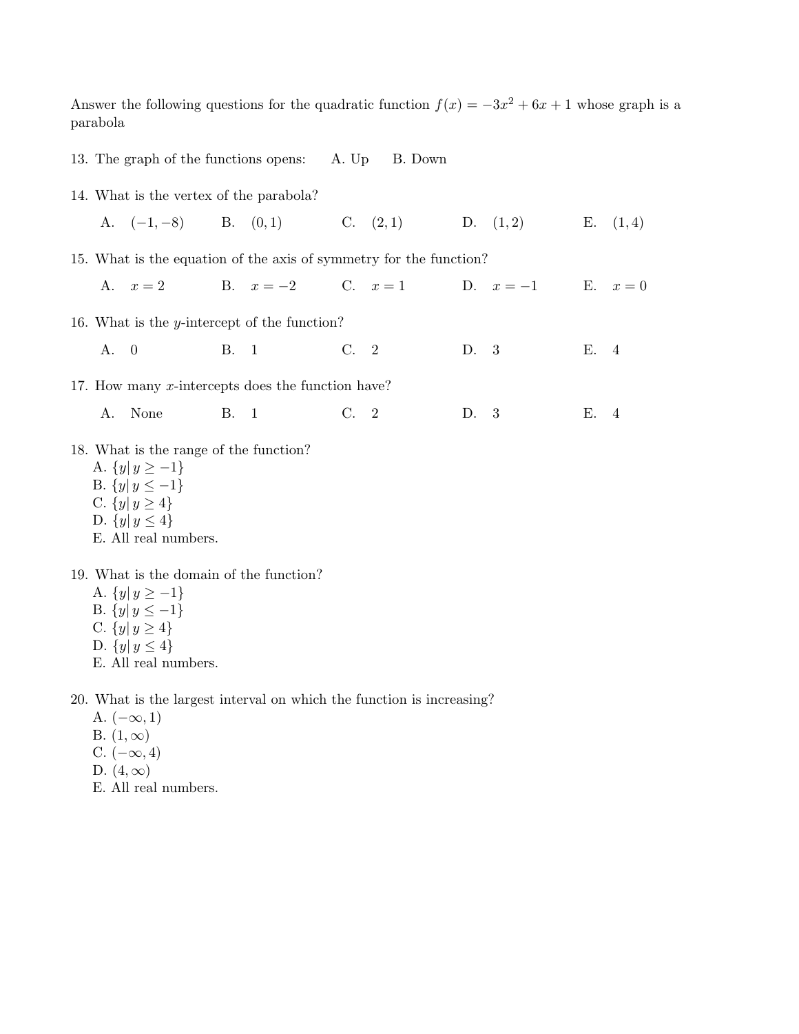Answer the following questions for the quadratic function $f(x) = -3x^2 + 6x + 1$ whose graph is a parabola

13. The graph of the functions opens: A. Up B. Down

14. What is the vertex of the parabola?

    A. $(-1, -8)$ B. $(0, 1)$ C. $(2, 1)$ D. $(1, 2)$ E. $(1, 4)$

15. What is the equation of the axis of symmetry for the function?

    A. $x = 2$ B. $x = -2$ C. $x = 1$ D. $x = -1$ E. $x = 0$

16. What is the $y$-intercept of the function?

    A. 0 B. 1 C. 2 D. 3 E. 4

17. How many $x$-intercepts does the function have?

    A. None B. 1 C. 2 D. 3 E. 4

18. What is the range of the function?
    A. $\{y | \, y \geq -1\}$
    B. $\{y | \, y \leq -1\}$
    C. $\{y | \, y \geq 4\}$
    D. $\{y | \, y \leq 4\}$
    E. All real numbers.

19. What is the domain of the function?
    A. $\{y | \, y \geq -1\}$
    B. $\{y | \, y \leq -1\}$
    C. $\{y | \, y \geq 4\}$
    D. $\{y | \, y \leq 4\}$
    E. All real numbers.

20. What is the largest interval on which the function is increasing?
    A. $(-\infty, 1)$
    B. $(1, \infty)$
    C. $(-\infty, 4)$
    D. $(4, \infty)$
    E. All real numbers.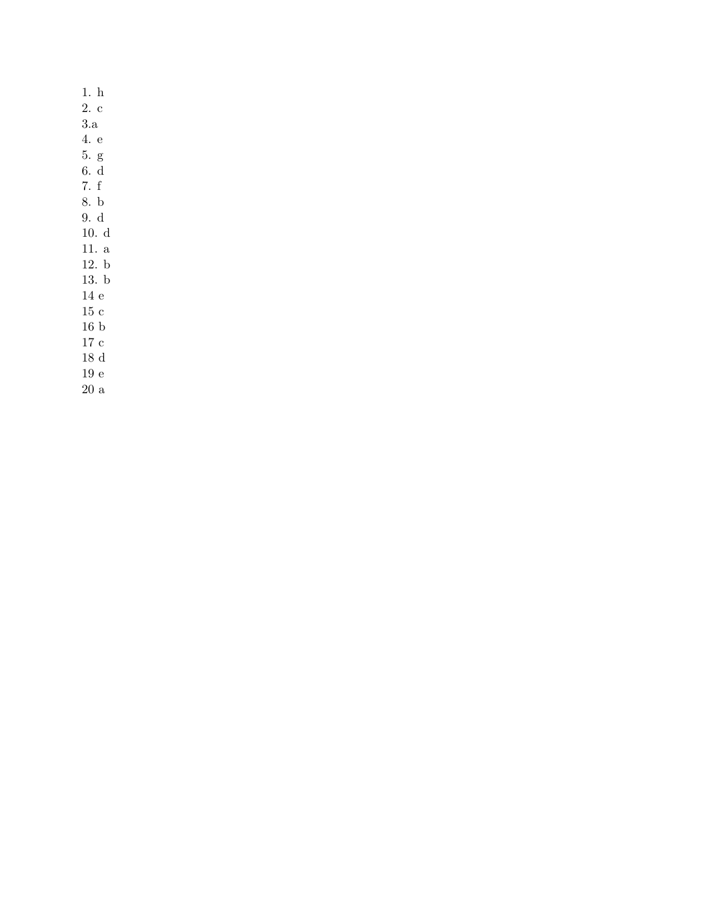1. h
2. c
3.a
4. e
5. g
6. d
7. f
8. b
9. d
10. d
11. a
12. b
13. b
14 e
15 c
16 b
17 c
18 d
19 e
20 a